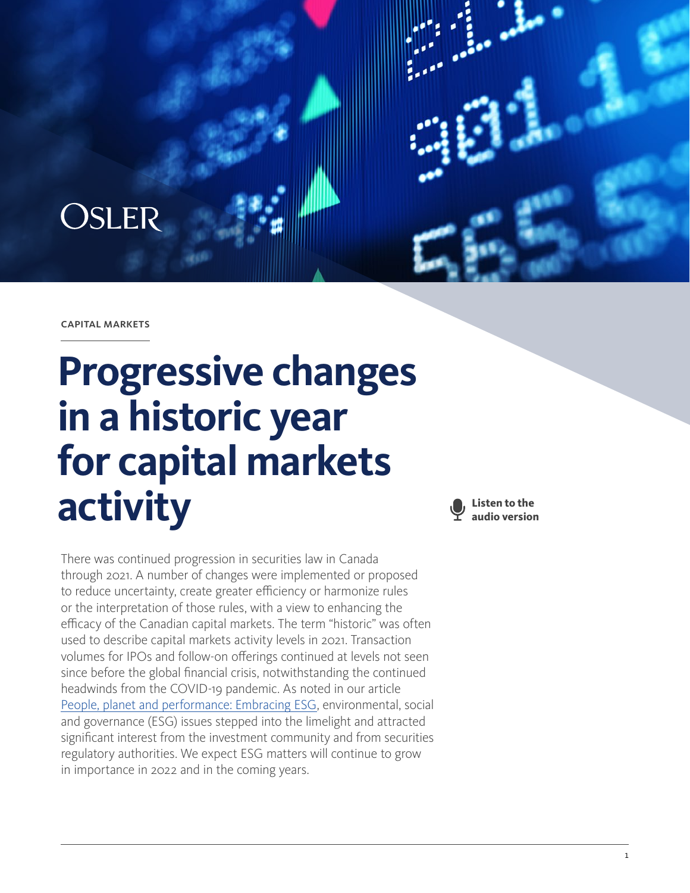OSLER

CAPITAL MARKETS

# Progressive changes in a historic year for capital markets activity

Listen to the audio version

There was continued progression in securities law in Canada through 2021. A number of changes were implemented or proposed to reduce uncertainty, create greater efficiency or harmonize rules or the interpretation of those rules, with a view to enhancing the efficacy of the Canadian capital markets. The term "historic" was often used to describe capital markets activity levels in 2021. Transaction volumes for IPOs and follow-on offerings continued at levels not seen since before the global financial crisis, notwithstanding the continued headwinds from the COVID-19 pandemic. As noted in our article People, planet and performance: Embracing ESG, environmental, social and governance (ESG) issues stepped into the limelight and attracted significant interest from the investment community and from securities regulatory authorities. We expect ESG matters will continue to grow in importance in 2022 and in the coming years.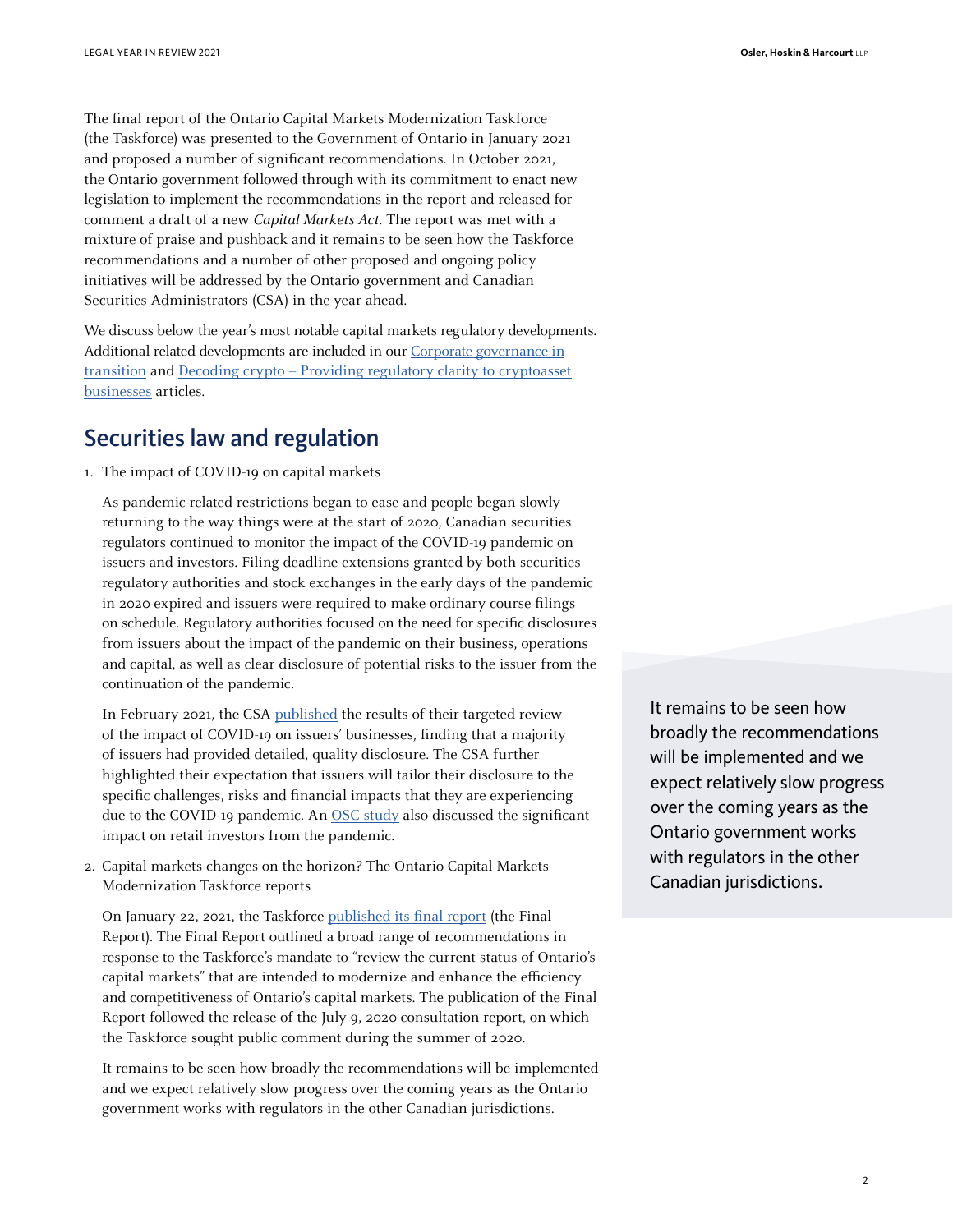The final report of the Ontario Capital Markets Modernization Taskforce (the Taskforce) was presented to the Government of Ontario in January 2021 and proposed a number of significant recommendations. In October 2021, the Ontario government followed through with its commitment to enact new legislation to implement the recommendations in the report and released for comment a draft of a new *Capital Markets Act*. The report was met with a mixture of praise and pushback and it remains to be seen how the Taskforce recommendations and a number of other proposed and ongoing policy initiatives will be addressed by the Ontario government and Canadian Securities Administrators (CSA) in the year ahead.

We discuss below the year's most notable capital markets regulatory developments. Additional related developments are included in our Corporate governance in transition and Decoding crypto – Providing regulatory clarity to cryptoasset businesses articles.

## Securities law and regulation

1. The impact of COVID-19 on capital markets

   As pandemic-related restrictions began to ease and people began slowly returning to the way things were at the start of 2020, Canadian securities regulators continued to monitor the impact of the COVID-19 pandemic on issuers and investors. Filing deadline extensions granted by both securities regulatory authorities and stock exchanges in the early days of the pandemic in 2020 expired and issuers were required to make ordinary course filings on schedule. Regulatory authorities focused on the need for specific disclosures from issuers about the impact of the pandemic on their business, operations and capital, as well as clear disclosure of potential risks to the issuer from the continuation of the pandemic.

   In February 2021, the CSA published the results of their targeted review of the impact of COVID-19 on issuers' businesses, finding that a majority of issuers had provided detailed, quality disclosure. The CSA further highlighted their expectation that issuers will tailor their disclosure to the specific challenges, risks and financial impacts that they are experiencing due to the COVID-19 pandemic. An OSC study also discussed the significant impact on retail investors from the pandemic.

2. Capital markets changes on the horizon? The Ontario Capital Markets Modernization Taskforce reports

   On January 22, 2021, the Taskforce published its final report (the Final Report). The Final Report outlined a broad range of recommendations in response to the Taskforce's mandate to "review the current status of Ontario's capital markets" that are intended to modernize and enhance the efficiency and competitiveness of Ontario's capital markets. The publication of the Final Report followed the release of the July 9, 2020 consultation report, on which the Taskforce sought public comment during the summer of 2020.

   It remains to be seen how broadly the recommendations will be implemented and we expect relatively slow progress over the coming years as the Ontario government works with regulators in the other Canadian jurisdictions.

> It remains to be seen how broadly the recommendations will be implemented and we expect relatively slow progress over the coming years as the Ontario government works with regulators in the other Canadian jurisdictions.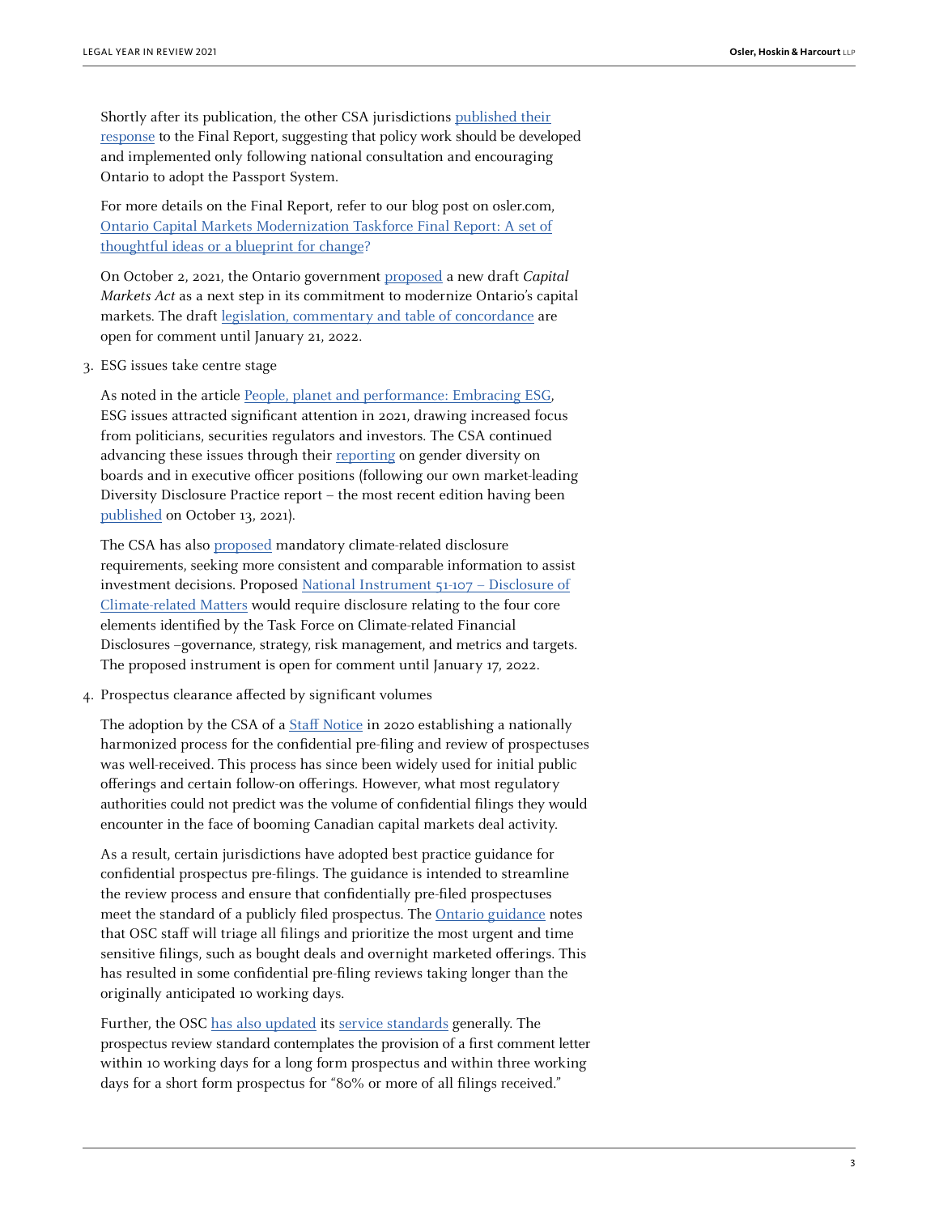Shortly after its publication, the other CSA jurisdictions published their response to the Final Report, suggesting that policy work should be developed and implemented only following national consultation and encouraging Ontario to adopt the Passport System.

For more details on the Final Report, refer to our blog post on osler.com, Ontario Capital Markets Modernization Taskforce Final Report: A set of thoughtful ideas or a blueprint for change?

On October 2, 2021, the Ontario government proposed a new draft *Capital Markets Act* as a next step in its commitment to modernize Ontario's capital markets. The draft legislation, commentary and table of concordance are open for comment until January 21, 2022.

3. ESG issues take centre stage

   As noted in the article People, planet and performance: Embracing ESG, ESG issues attracted significant attention in 2021, drawing increased focus from politicians, securities regulators and investors. The CSA continued advancing these issues through their reporting on gender diversity on boards and in executive officer positions (following our own market-leading Diversity Disclosure Practice report – the most recent edition having been published on October 13, 2021).

   The CSA has also proposed mandatory climate-related disclosure requirements, seeking more consistent and comparable information to assist investment decisions. Proposed National Instrument 51-107 – Disclosure of Climate-related Matters would require disclosure relating to the four core elements identified by the Task Force on Climate-related Financial Disclosures –governance, strategy, risk management, and metrics and targets. The proposed instrument is open for comment until January 17, 2022.

4. Prospectus clearance affected by significant volumes

   The adoption by the CSA of a Staff Notice in 2020 establishing a nationally harmonized process for the confidential pre-filing and review of prospectuses was well-received. This process has since been widely used for initial public offerings and certain follow-on offerings. However, what most regulatory authorities could not predict was the volume of confidential filings they would encounter in the face of booming Canadian capital markets deal activity.

   As a result, certain jurisdictions have adopted best practice guidance for confidential prospectus pre-filings. The guidance is intended to streamline the review process and ensure that confidentially pre-filed prospectuses meet the standard of a publicly filed prospectus. The Ontario guidance notes that OSC staff will triage all filings and prioritize the most urgent and time sensitive filings, such as bought deals and overnight marketed offerings. This has resulted in some confidential pre-filing reviews taking longer than the originally anticipated 10 working days.

   Further, the OSC has also updated its service standards generally. The prospectus review standard contemplates the provision of a first comment letter within 10 working days for a long form prospectus and within three working days for a short form prospectus for "80% or more of all filings received."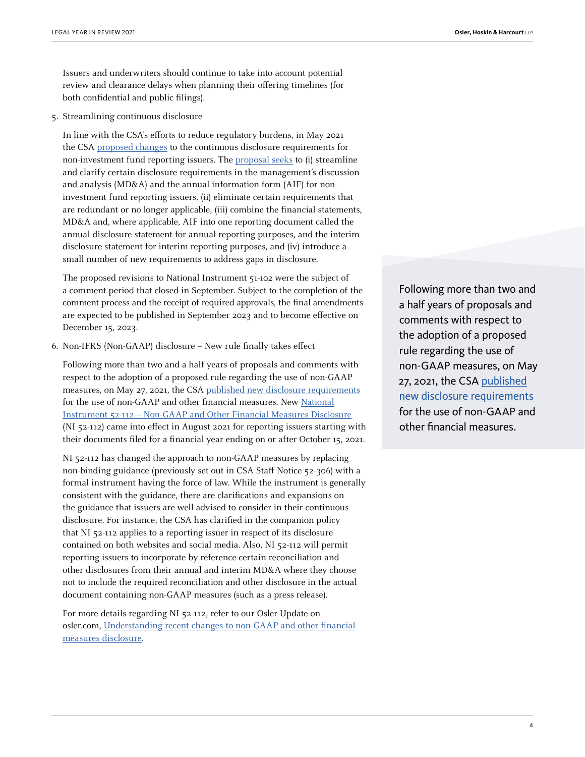Issuers and underwriters should continue to take into account potential review and clearance delays when planning their offering timelines (for both confidential and public filings).

5. Streamlining continuous disclosure

   In line with the CSA's efforts to reduce regulatory burdens, in May 2021 the CSA proposed changes to the continuous disclosure requirements for non-investment fund reporting issuers. The proposal seeks to (i) streamline and clarify certain disclosure requirements in the management's discussion and analysis (MD&A) and the annual information form (AIF) for non-investment fund reporting issuers, (ii) eliminate certain requirements that are redundant or no longer applicable, (iii) combine the financial statements, MD&A and, where applicable, AIF into one reporting document called the annual disclosure statement for annual reporting purposes, and the interim disclosure statement for interim reporting purposes, and (iv) introduce a small number of new requirements to address gaps in disclosure.

   The proposed revisions to National Instrument 51-102 were the subject of a comment period that closed in September. Subject to the completion of the comment process and the receipt of required approvals, the final amendments are expected to be published in September 2023 and to become effective on December 15, 2023.

6. Non-IFRS (Non-GAAP) disclosure – New rule finally takes effect

   Following more than two and a half years of proposals and comments with respect to the adoption of a proposed rule regarding the use of non-GAAP measures, on May 27, 2021, the CSA published new disclosure requirements for the use of non-GAAP and other financial measures. New National Instrument 52-112 – Non-GAAP and Other Financial Measures Disclosure (NI 52-112) came into effect in August 2021 for reporting issuers starting with their documents filed for a financial year ending on or after October 15, 2021.

   NI 52-112 has changed the approach to non-GAAP measures by replacing non-binding guidance (previously set out in CSA Staff Notice 52-306) with a formal instrument having the force of law. While the instrument is generally consistent with the guidance, there are clarifications and expansions on the guidance that issuers are well advised to consider in their continuous disclosure. For instance, the CSA has clarified in the companion policy that NI 52-112 applies to a reporting issuer in respect of its disclosure contained on both websites and social media. Also, NI 52-112 will permit reporting issuers to incorporate by reference certain reconciliation and other disclosures from their annual and interim MD&A where they choose not to include the required reconciliation and other disclosure in the actual document containing non-GAAP measures (such as a press release).

   For more details regarding NI 52-112, refer to our Osler Update on osler.com, Understanding recent changes to non-GAAP and other financial measures disclosure.

> Following more than two and a half years of proposals and comments with respect to the adoption of a proposed rule regarding the use of non-GAAP measures, on May 27, 2021, the CSA published new disclosure requirements for the use of non-GAAP and other financial measures.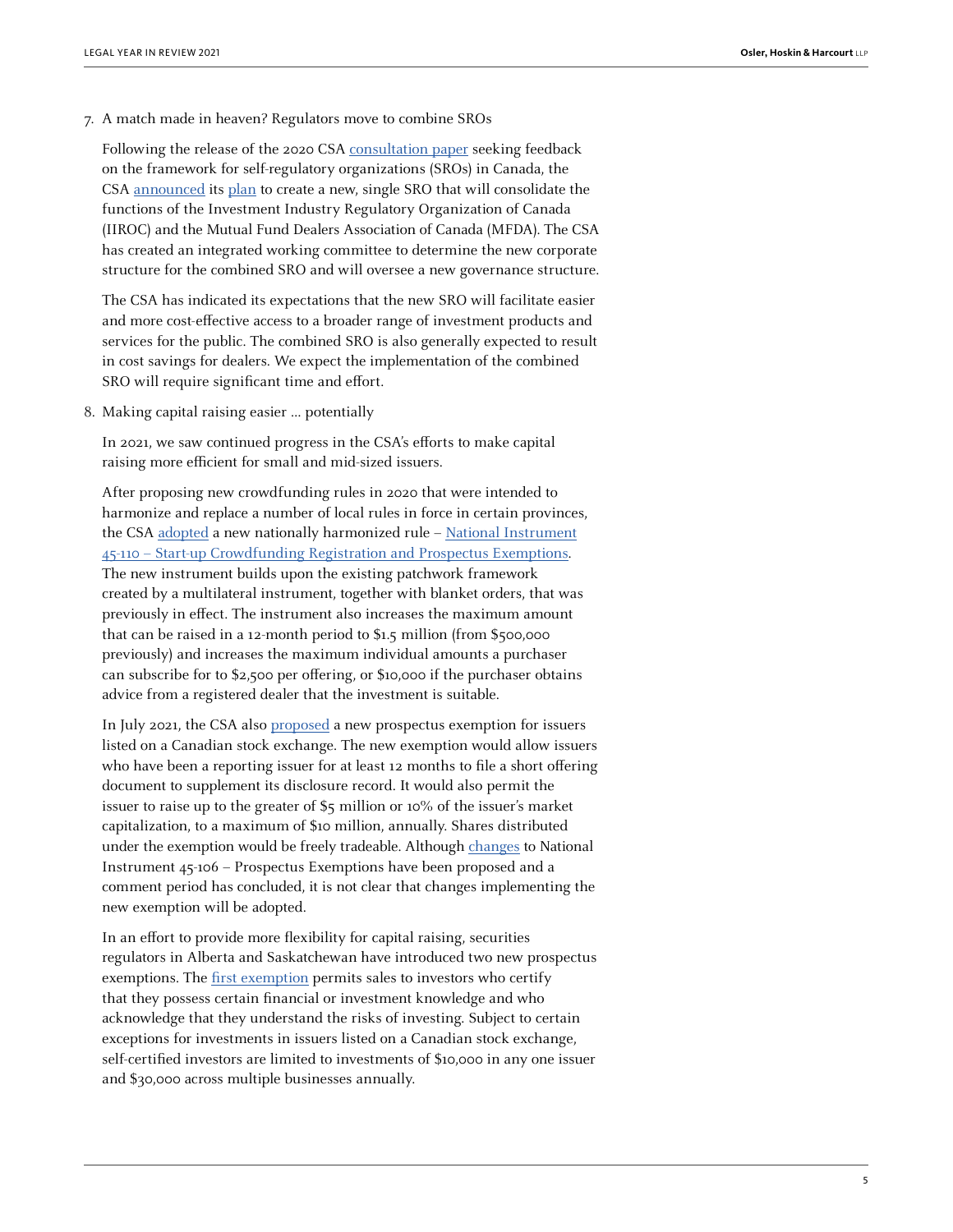7. A match made in heaven? Regulators move to combine SROs

   Following the release of the 2020 CSA consultation paper seeking feedback on the framework for self-regulatory organizations (SROs) in Canada, the CSA announced its plan to create a new, single SRO that will consolidate the functions of the Investment Industry Regulatory Organization of Canada (IIROC) and the Mutual Fund Dealers Association of Canada (MFDA). The CSA has created an integrated working committee to determine the new corporate structure for the combined SRO and will oversee a new governance structure.

   The CSA has indicated its expectations that the new SRO will facilitate easier and more cost-effective access to a broader range of investment products and services for the public. The combined SRO is also generally expected to result in cost savings for dealers. We expect the implementation of the combined SRO will require significant time and effort.

8. Making capital raising easier ... potentially

   In 2021, we saw continued progress in the CSA's efforts to make capital raising more efficient for small and mid-sized issuers.

   After proposing new crowdfunding rules in 2020 that were intended to harmonize and replace a number of local rules in force in certain provinces, the CSA adopted a new nationally harmonized rule – National Instrument 45-110 – Start-up Crowdfunding Registration and Prospectus Exemptions. The new instrument builds upon the existing patchwork framework created by a multilateral instrument, together with blanket orders, that was previously in effect. The instrument also increases the maximum amount that can be raised in a 12-month period to $1.5 million (from $500,000 previously) and increases the maximum individual amounts a purchaser can subscribe for to $2,500 per offering, or $10,000 if the purchaser obtains advice from a registered dealer that the investment is suitable.

   In July 2021, the CSA also proposed a new prospectus exemption for issuers listed on a Canadian stock exchange. The new exemption would allow issuers who have been a reporting issuer for at least 12 months to file a short offering document to supplement its disclosure record. It would also permit the issuer to raise up to the greater of $5 million or 10% of the issuer's market capitalization, to a maximum of $10 million, annually. Shares distributed under the exemption would be freely tradeable. Although changes to National Instrument 45-106 – Prospectus Exemptions have been proposed and a comment period has concluded, it is not clear that changes implementing the new exemption will be adopted.

   In an effort to provide more flexibility for capital raising, securities regulators in Alberta and Saskatchewan have introduced two new prospectus exemptions. The first exemption permits sales to investors who certify that they possess certain financial or investment knowledge and who acknowledge that they understand the risks of investing. Subject to certain exceptions for investments in issuers listed on a Canadian stock exchange, self-certified investors are limited to investments of $10,000 in any one issuer and $30,000 across multiple businesses annually.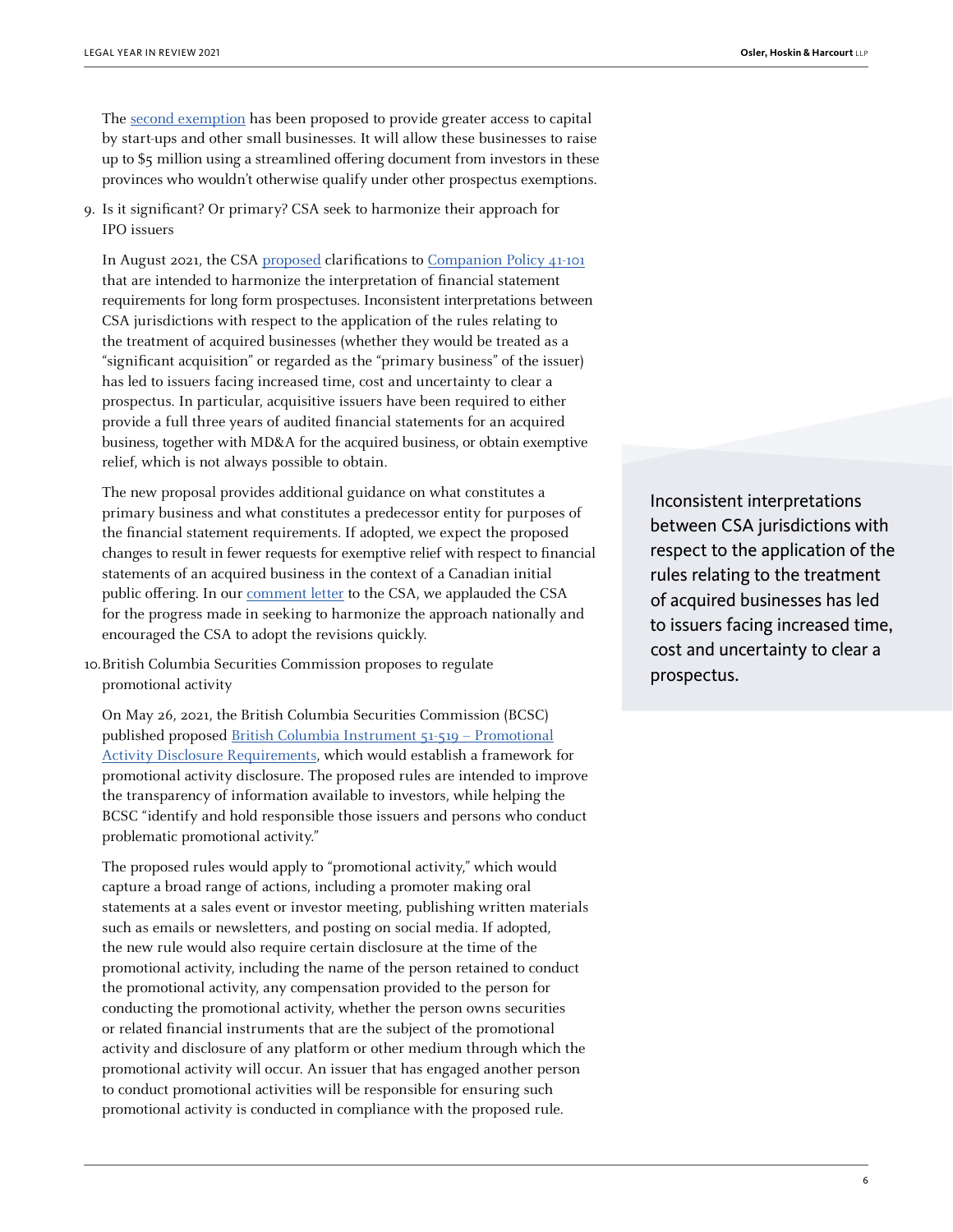The second exemption has been proposed to provide greater access to capital by start-ups and other small businesses. It will allow these businesses to raise up to $5 million using a streamlined offering document from investors in these provinces who wouldn't otherwise qualify under other prospectus exemptions.

9. Is it significant? Or primary? CSA seek to harmonize their approach for IPO issuers

   In August 2021, the CSA proposed clarifications to Companion Policy 41-101 that are intended to harmonize the interpretation of financial statement requirements for long form prospectuses. Inconsistent interpretations between CSA jurisdictions with respect to the application of the rules relating to the treatment of acquired businesses (whether they would be treated as a "significant acquisition" or regarded as the "primary business" of the issuer) has led to issuers facing increased time, cost and uncertainty to clear a prospectus. In particular, acquisitive issuers have been required to either provide a full three years of audited financial statements for an acquired business, together with MD&A for the acquired business, or obtain exemptive relief, which is not always possible to obtain.

   The new proposal provides additional guidance on what constitutes a primary business and what constitutes a predecessor entity for purposes of the financial statement requirements. If adopted, we expect the proposed changes to result in fewer requests for exemptive relief with respect to financial statements of an acquired business in the context of a Canadian initial public offering. In our comment letter to the CSA, we applauded the CSA for the progress made in seeking to harmonize the approach nationally and encouraged the CSA to adopt the revisions quickly.

> Inconsistent interpretations between CSA jurisdictions with respect to the application of the rules relating to the treatment of acquired businesses has led to issuers facing increased time, cost and uncertainty to clear a prospectus.

10. British Columbia Securities Commission proposes to regulate promotional activity

    On May 26, 2021, the British Columbia Securities Commission (BCSC) published proposed British Columbia Instrument 51-519 – Promotional Activity Disclosure Requirements, which would establish a framework for promotional activity disclosure. The proposed rules are intended to improve the transparency of information available to investors, while helping the BCSC "identify and hold responsible those issuers and persons who conduct problematic promotional activity."

    The proposed rules would apply to "promotional activity," which would capture a broad range of actions, including a promoter making oral statements at a sales event or investor meeting, publishing written materials such as emails or newsletters, and posting on social media. If adopted, the new rule would also require certain disclosure at the time of the promotional activity, including the name of the person retained to conduct the promotional activity, any compensation provided to the person for conducting the promotional activity, whether the person owns securities or related financial instruments that are the subject of the promotional activity and disclosure of any platform or other medium through which the promotional activity will occur. An issuer that has engaged another person to conduct promotional activities will be responsible for ensuring such promotional activity is conducted in compliance with the proposed rule.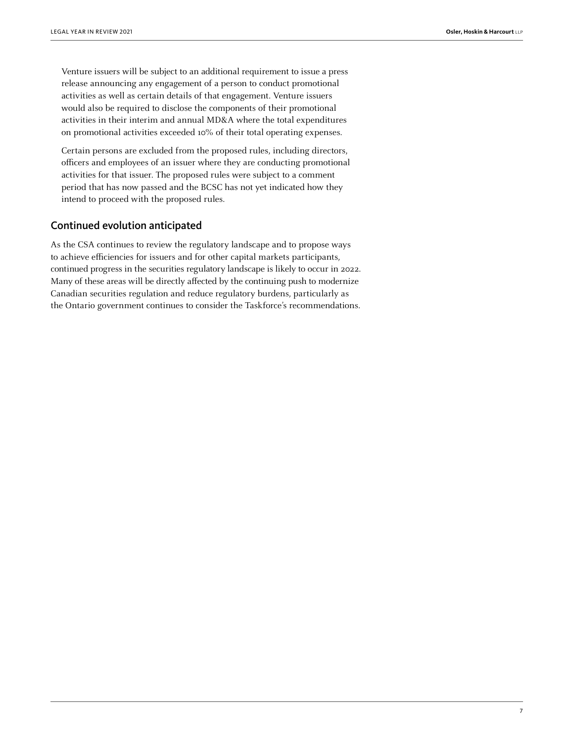Venture issuers will be subject to an additional requirement to issue a press release announcing any engagement of a person to conduct promotional activities as well as certain details of that engagement. Venture issuers would also be required to disclose the components of their promotional activities in their interim and annual MD&A where the total expenditures on promotional activities exceeded 10% of their total operating expenses.

Certain persons are excluded from the proposed rules, including directors, officers and employees of an issuer where they are conducting promotional activities for that issuer. The proposed rules were subject to a comment period that has now passed and the BCSC has not yet indicated how they intend to proceed with the proposed rules.

## Continued evolution anticipated

As the CSA continues to review the regulatory landscape and to propose ways to achieve efficiencies for issuers and for other capital markets participants, continued progress in the securities regulatory landscape is likely to occur in 2022. Many of these areas will be directly affected by the continuing push to modernize Canadian securities regulation and reduce regulatory burdens, particularly as the Ontario government continues to consider the Taskforce's recommendations.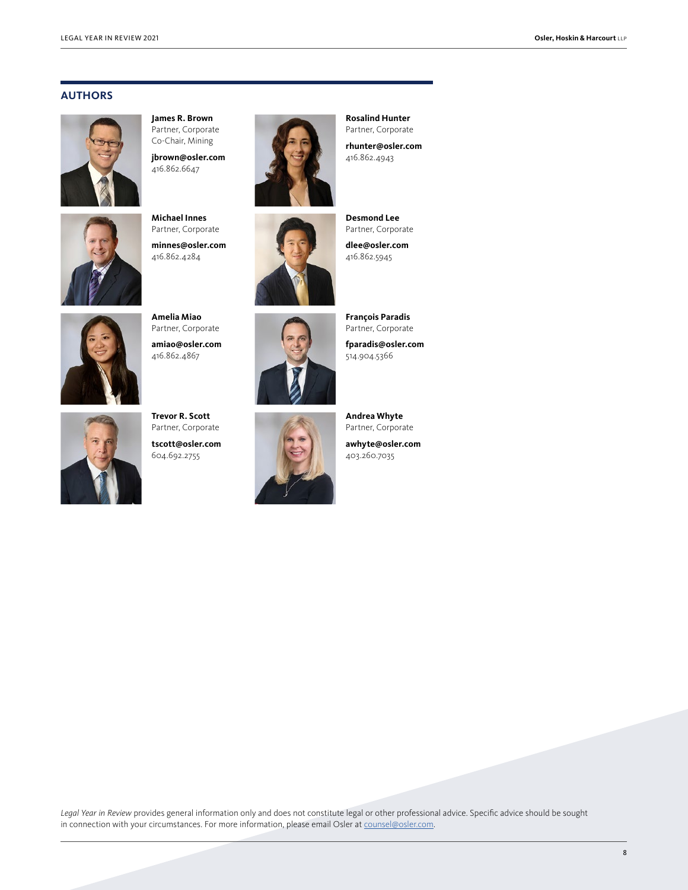## AUTHORS

**James R. Brown**
Partner, Corporate
Co-Chair, Mining

**jbrown@osler.com**
416.862.6647

**Rosalind Hunter**
Partner, Corporate

**rhunter@osler.com**
416.862.4943

**Michael Innes**
Partner, Corporate

**minnes@osler.com**
416.862.4284

**Desmond Lee**
Partner, Corporate

**dlee@osler.com**
416.862.5945

**Amelia Miao**
Partner, Corporate

**amiao@osler.com**
416.862.4867

**François Paradis**
Partner, Corporate

**fparadis@osler.com**
514.904.5366

**Trevor R. Scott**
Partner, Corporate

**tscott@osler.com**
604.692.2755

**Andrea Whyte**
Partner, Corporate

**awhyte@osler.com**
403.260.7035

*Legal Year in Review* provides general information only and does not constitute legal or other professional advice. Specific advice should be sought in connection with your circumstances. For more information, please email Osler at counsel@osler.com.